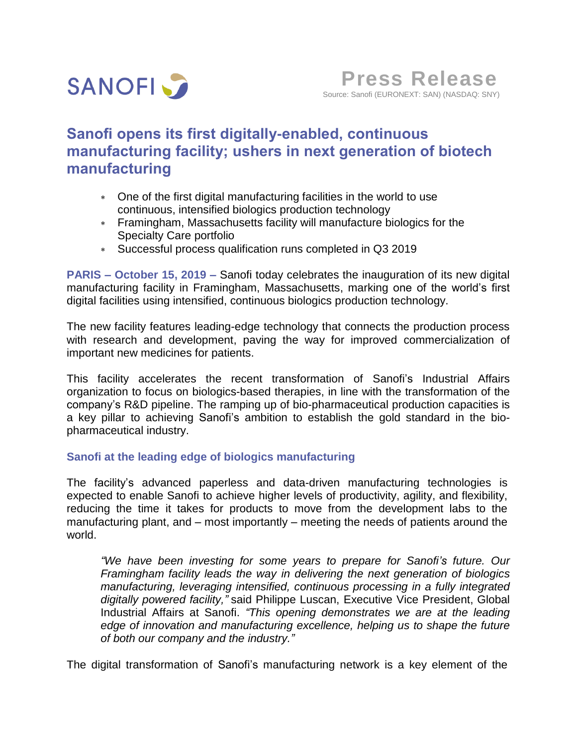SANOFI

**Press Release**
Source: Sanofi (EURONEXT: SAN) (NASDAQ: SNY)

# Sanofi opens its first digitally-enabled, continuous manufacturing facility; ushers in next generation of biotech manufacturing

- One of the first digital manufacturing facilities in the world to use continuous, intensified biologics production technology
- Framingham, Massachusetts facility will manufacture biologics for the Specialty Care portfolio
- Successful process qualification runs completed in Q3 2019

**PARIS – October 15, 2019 –** Sanofi today celebrates the inauguration of its new digital manufacturing facility in Framingham, Massachusetts, marking one of the world's first digital facilities using intensified, continuous biologics production technology.

The new facility features leading-edge technology that connects the production process with research and development, paving the way for improved commercialization of important new medicines for patients.

This facility accelerates the recent transformation of Sanofi's Industrial Affairs organization to focus on biologics-based therapies, in line with the transformation of the company's R&D pipeline. The ramping up of bio-pharmaceutical production capacities is a key pillar to achieving Sanofi's ambition to establish the gold standard in the bio-pharmaceutical industry.

## Sanofi at the leading edge of biologics manufacturing

The facility's advanced paperless and data-driven manufacturing technologies is expected to enable Sanofi to achieve higher levels of productivity, agility, and flexibility, reducing the time it takes for products to move from the development labs to the manufacturing plant, and – most importantly – meeting the needs of patients around the world.

> *"We have been investing for some years to prepare for Sanofi's future. Our Framingham facility leads the way in delivering the next generation of biologics manufacturing, leveraging intensified, continuous processing in a fully integrated digitally powered facility,"* said Philippe Luscan, Executive Vice President, Global Industrial Affairs at Sanofi. *"This opening demonstrates we are at the leading edge of innovation and manufacturing excellence, helping us to shape the future of both our company and the industry."*

The digital transformation of Sanofi's manufacturing network is a key element of the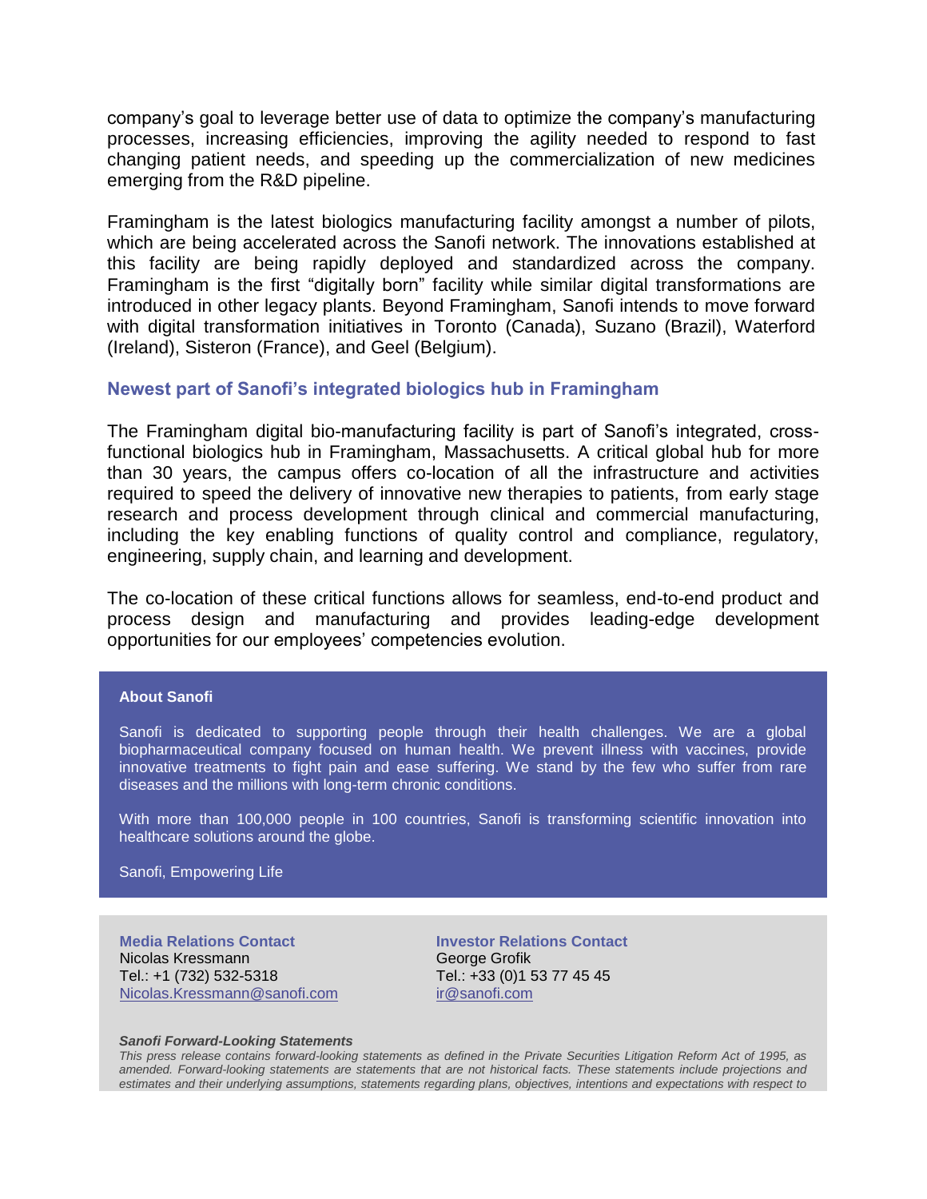company's goal to leverage better use of data to optimize the company's manufacturing processes, increasing efficiencies, improving the agility needed to respond to fast changing patient needs, and speeding up the commercialization of new medicines emerging from the R&D pipeline.

Framingham is the latest biologics manufacturing facility amongst a number of pilots, which are being accelerated across the Sanofi network. The innovations established at this facility are being rapidly deployed and standardized across the company. Framingham is the first "digitally born" facility while similar digital transformations are introduced in other legacy plants. Beyond Framingham, Sanofi intends to move forward with digital transformation initiatives in Toronto (Canada), Suzano (Brazil), Waterford (Ireland), Sisteron (France), and Geel (Belgium).

### Newest part of Sanofi's integrated biologics hub in Framingham

The Framingham digital bio-manufacturing facility is part of Sanofi's integrated, cross-functional biologics hub in Framingham, Massachusetts. A critical global hub for more than 30 years, the campus offers co-location of all the infrastructure and activities required to speed the delivery of innovative new therapies to patients, from early stage research and process development through clinical and commercial manufacturing, including the key enabling functions of quality control and compliance, regulatory, engineering, supply chain, and learning and development.

The co-location of these critical functions allows for seamless, end-to-end product and process design and manufacturing and provides leading-edge development opportunities for our employees' competencies evolution.

**About Sanofi**

Sanofi is dedicated to supporting people through their health challenges. We are a global biopharmaceutical company focused on human health. We prevent illness with vaccines, provide innovative treatments to fight pain and ease suffering. We stand by the few who suffer from rare diseases and the millions with long-term chronic conditions.

With more than 100,000 people in 100 countries, Sanofi is transforming scientific innovation into healthcare solutions around the globe.

Sanofi, Empowering Life

**Media Relations Contact**
Nicolas Kressmann
Tel.: +1 (732) 532-5318
Nicolas.Kressmann@sanofi.com

**Investor Relations Contact**
George Grofik
Tel.: +33 (0)1 53 77 45 45
ir@sanofi.com

***Sanofi Forward-Looking Statements***

*This press release contains forward-looking statements as defined in the Private Securities Litigation Reform Act of 1995, as amended. Forward-looking statements are statements that are not historical facts. These statements include projections and estimates and their underlying assumptions, statements regarding plans, objectives, intentions and expectations with respect to*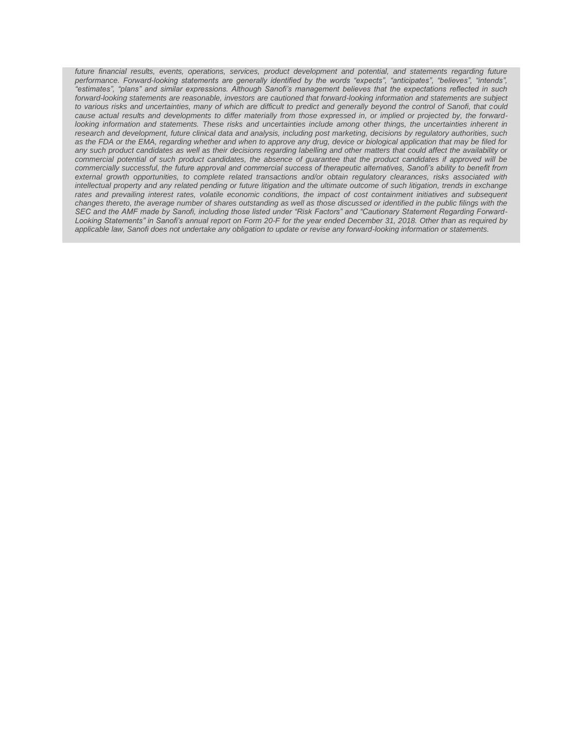*future financial results, events, operations, services, product development and potential, and statements regarding future performance. Forward-looking statements are generally identified by the words "expects", "anticipates", "believes", "intends", "estimates", "plans" and similar expressions. Although Sanofi's management believes that the expectations reflected in such forward-looking statements are reasonable, investors are cautioned that forward-looking information and statements are subject to various risks and uncertainties, many of which are difficult to predict and generally beyond the control of Sanofi, that could cause actual results and developments to differ materially from those expressed in, or implied or projected by, the forward-looking information and statements. These risks and uncertainties include among other things, the uncertainties inherent in research and development, future clinical data and analysis, including post marketing, decisions by regulatory authorities, such as the FDA or the EMA, regarding whether and when to approve any drug, device or biological application that may be filed for any such product candidates as well as their decisions regarding labelling and other matters that could affect the availability or commercial potential of such product candidates, the absence of guarantee that the product candidates if approved will be commercially successful, the future approval and commercial success of therapeutic alternatives, Sanofi's ability to benefit from external growth opportunities, to complete related transactions and/or obtain regulatory clearances, risks associated with intellectual property and any related pending or future litigation and the ultimate outcome of such litigation, trends in exchange rates and prevailing interest rates, volatile economic conditions, the impact of cost containment initiatives and subsequent changes thereto, the average number of shares outstanding as well as those discussed or identified in the public filings with the SEC and the AMF made by Sanofi, including those listed under "Risk Factors" and "Cautionary Statement Regarding Forward-Looking Statements" in Sanofi's annual report on Form 20-F for the year ended December 31, 2018. Other than as required by applicable law, Sanofi does not undertake any obligation to update or revise any forward-looking information or statements.*